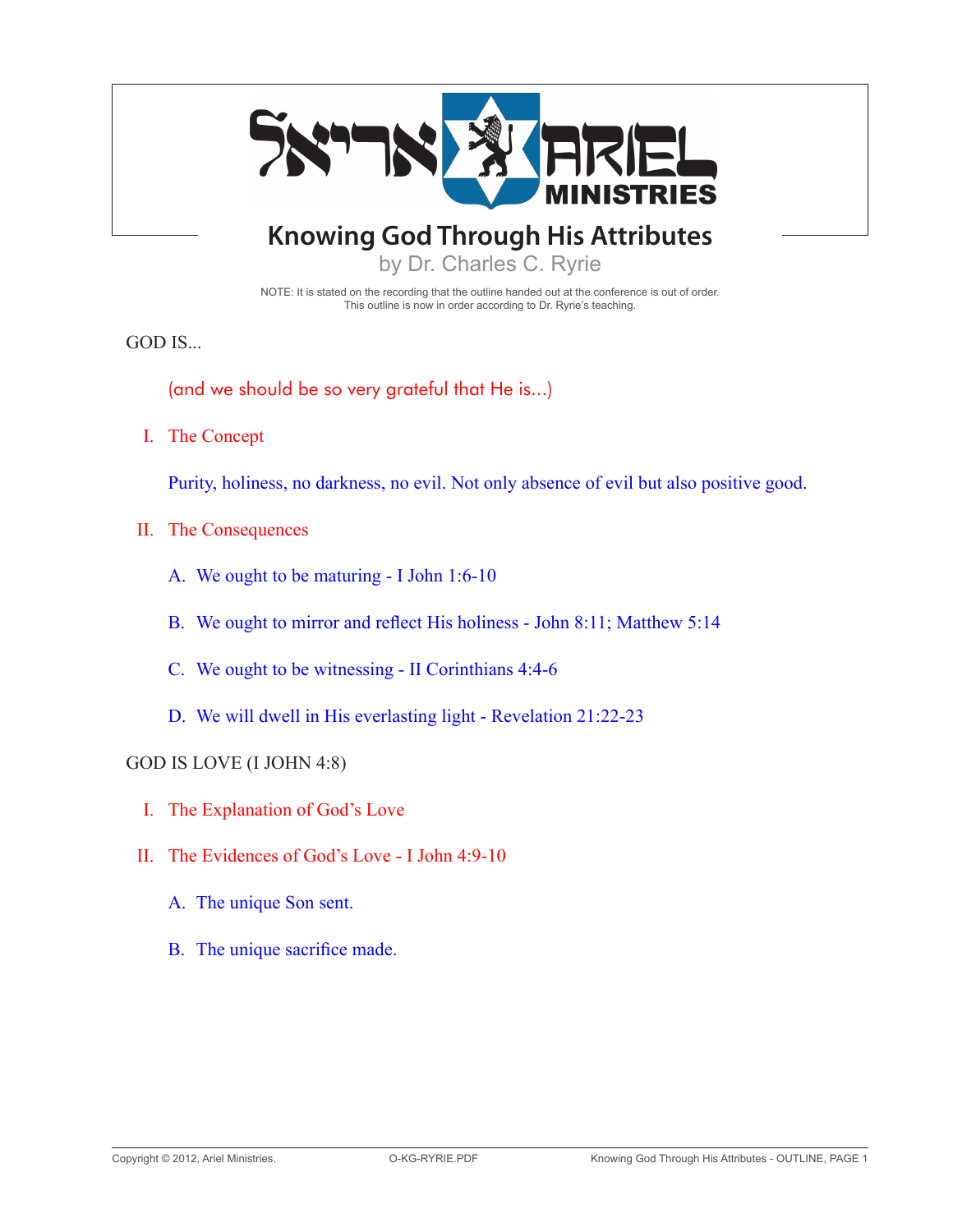# Knowing God Through His Attributes

by Dr. Charles C. Ryrie

NOTE: It is stated on the recording that the outline handed out at the conference is out of order. This outline is now in order according to Dr. Ryrie's teaching.

## GOD IS...

(and we should be so very grateful that He is...)

I. The Concept

Purity, holiness, no darkness, no evil. Not only absence of evil but also positive good.

II. The Consequences

- A. We ought to be maturing - I John 1:6-10
- B. We ought to mirror and reflect His holiness - John 8:11; Matthew 5:14
- C. We ought to be witnessing - II Corinthians 4:4-6
- D. We will dwell in His everlasting light - Revelation 21:22-23

## GOD IS LOVE (I JOHN 4:8)

I. The Explanation of God's Love

II. The Evidences of God's Love - I John 4:9-10

- A. The unique Son sent.
- B. The unique sacrifice made.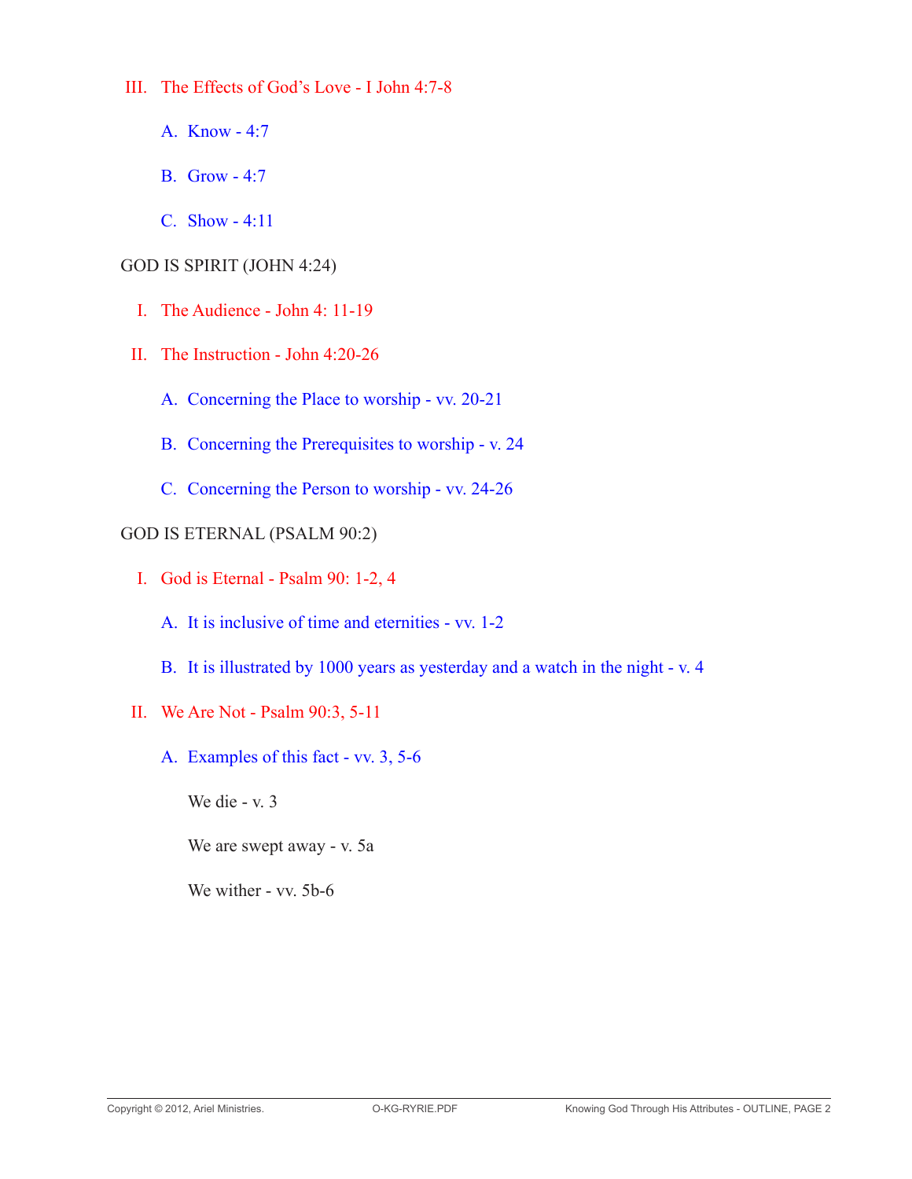III. The Effects of God's Love - I John 4:7-8

   A. Know - 4:7

   B. Grow - 4:7

   C. Show - 4:11

## GOD IS SPIRIT (JOHN 4:24)

I. The Audience - John 4: 11-19

II. The Instruction - John 4:20-26

   A. Concerning the Place to worship - vv. 20-21

   B. Concerning the Prerequisites to worship - v. 24

   C. Concerning the Person to worship - vv. 24-26

## GOD IS ETERNAL (PSALM 90:2)

I. God is Eternal - Psalm 90: 1-2, 4

   A. It is inclusive of time and eternities - vv. 1-2

   B. It is illustrated by 1000 years as yesterday and a watch in the night - v. 4

II. We Are Not - Psalm 90:3, 5-11

   A. Examples of this fact - vv. 3, 5-6

      We die - v. 3

      We are swept away - v. 5a

      We wither - vv. 5b-6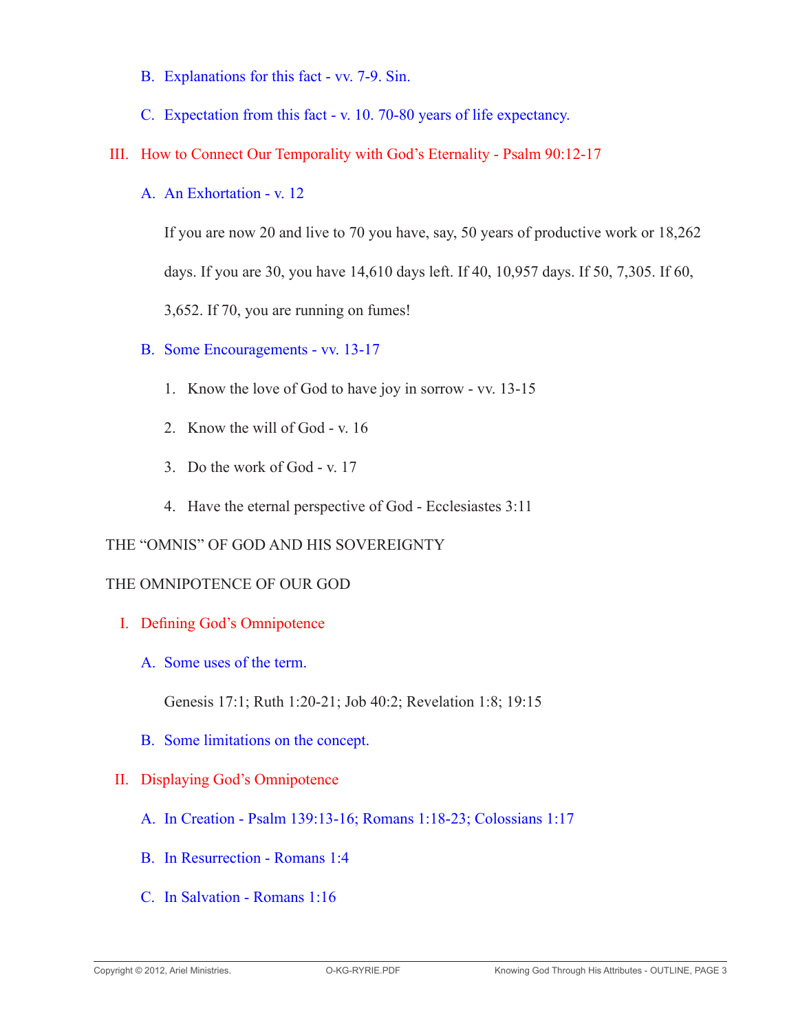B. Explanations for this fact - vv. 7-9. Sin.

C. Expectation from this fact - v. 10. 70-80 years of life expectancy.

III. How to Connect Our Temporality with God's Eternality - Psalm 90:12-17

A. An Exhortation - v. 12

If you are now 20 and live to 70 you have, say, 50 years of productive work or 18,262 days. If you are 30, you have 14,610 days left. If 40, 10,957 days. If 50, 7,305. If 60, 3,652. If 70, you are running on fumes!

B. Some Encouragements - vv. 13-17

1. Know the love of God to have joy in sorrow - vv. 13-15

2. Know the will of God - v. 16

3. Do the work of God - v. 17

4. Have the eternal perspective of God - Ecclesiastes 3:11

## THE "OMNIS" OF GOD AND HIS SOVEREIGNTY

## THE OMNIPOTENCE OF OUR GOD

I. Defining God's Omnipotence

A. Some uses of the term.

Genesis 17:1; Ruth 1:20-21; Job 40:2; Revelation 1:8; 19:15

B. Some limitations on the concept.

II. Displaying God's Omnipotence

A. In Creation - Psalm 139:13-16; Romans 1:18-23; Colossians 1:17

B. In Resurrection - Romans 1:4

C. In Salvation - Romans 1:16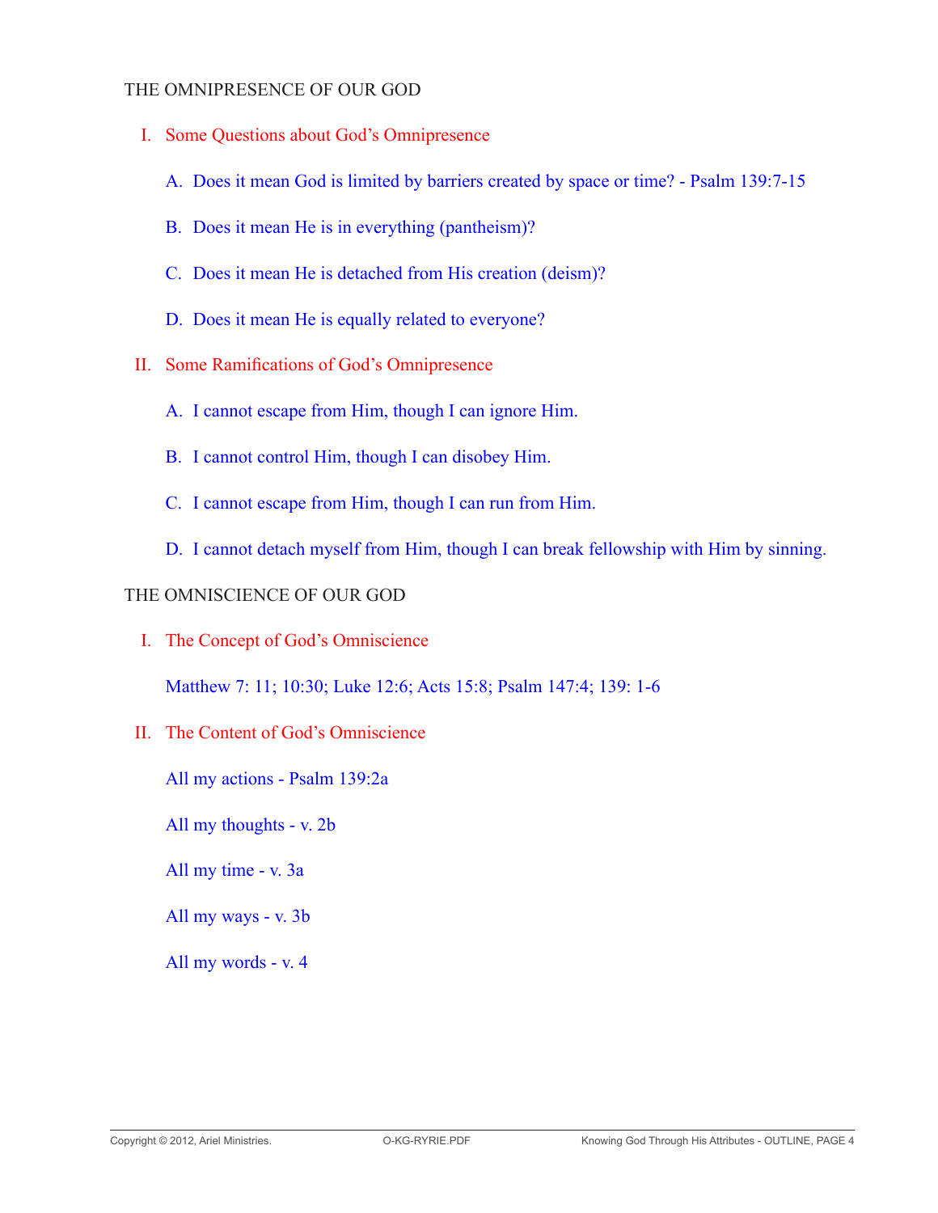## THE OMNIPRESENCE OF OUR GOD

### I. Some Questions about God's Omnipresence

A. Does it mean God is limited by barriers created by space or time? - Psalm 139:7-15

B. Does it mean He is in everything (pantheism)?

C. Does it mean He is detached from His creation (deism)?

D. Does it mean He is equally related to everyone?

### II. Some Ramifications of God's Omnipresence

A. I cannot escape from Him, though I can ignore Him.

B. I cannot control Him, though I can disobey Him.

C. I cannot escape from Him, though I can run from Him.

D. I cannot detach myself from Him, though I can break fellowship with Him by sinning.

## THE OMNISCIENCE OF OUR GOD

### I. The Concept of God's Omniscience

Matthew 7: 11; 10:30; Luke 12:6; Acts 15:8; Psalm 147:4; 139: 1-6

### II. The Content of God's Omniscience

All my actions - Psalm 139:2a

All my thoughts - v. 2b

All my time - v. 3a

All my ways - v. 3b

All my words - v. 4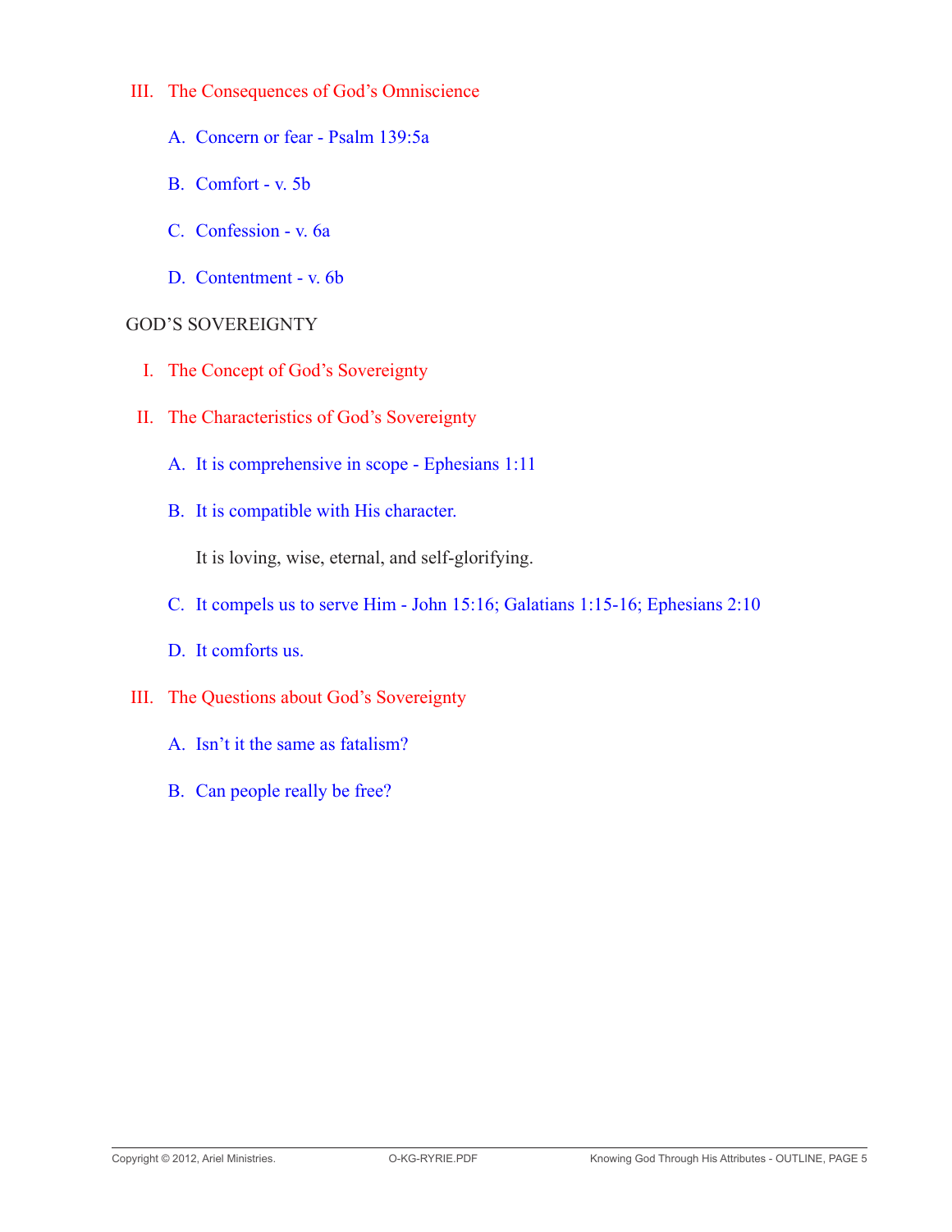## III. The Consequences of God's Omniscience

A. Concern or fear - Psalm 139:5a

B. Comfort - v. 5b

C. Confession - v. 6a

D. Contentment - v. 6b

# GOD'S SOVEREIGNTY

## I. The Concept of God's Sovereignty

## II. The Characteristics of God's Sovereignty

A. It is comprehensive in scope - Ephesians 1:11

B. It is compatible with His character.

It is loving, wise, eternal, and self-glorifying.

C. It compels us to serve Him - John 15:16; Galatians 1:15-16; Ephesians 2:10

D. It comforts us.

## III. The Questions about God's Sovereignty

A. Isn't it the same as fatalism?

B. Can people really be free?